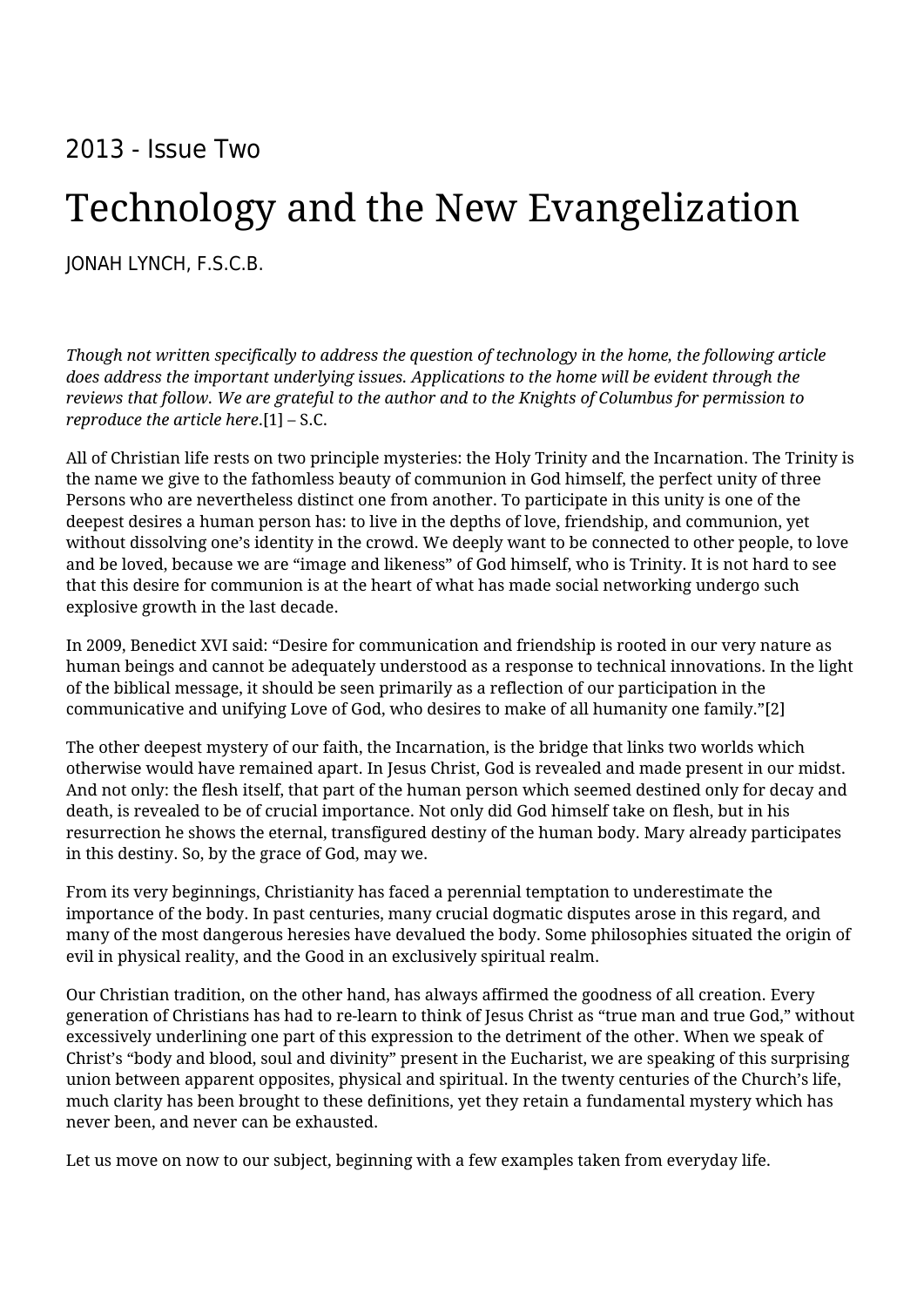2013 - Issue Two

# Technology and the New Evangelization

JONAH LYNCH, F.S.C.B.

*Though not written specifically to address the question of technology in the home, the following article does address the important underlying issues. Applications to the home will be evident through the reviews that follow. We are grateful to the author and to the Knights of Columbus for permission to reproduce the article here.*[1] – S.C.

All of Christian life rests on two principle mysteries: the Holy Trinity and the Incarnation. The Trinity is the name we give to the fathomless beauty of communion in God himself, the perfect unity of three Persons who are nevertheless distinct one from another. To participate in this unity is one of the deepest desires a human person has: to live in the depths of love, friendship, and communion, yet without dissolving one's identity in the crowd. We deeply want to be connected to other people, to love and be loved, because we are "image and likeness" of God himself, who is Trinity. It is not hard to see that this desire for communion is at the heart of what has made social networking undergo such explosive growth in the last decade.

In 2009, Benedict XVI said: "Desire for communication and friendship is rooted in our very nature as human beings and cannot be adequately understood as a response to technical innovations. In the light of the biblical message, it should be seen primarily as a reflection of our participation in the communicative and unifying Love of God, who desires to make of all humanity one family."[2]

The other deepest mystery of our faith, the Incarnation, is the bridge that links two worlds which otherwise would have remained apart. In Jesus Christ, God is revealed and made present in our midst. And not only: the flesh itself, that part of the human person which seemed destined only for decay and death, is revealed to be of crucial importance. Not only did God himself take on flesh, but in his resurrection he shows the eternal, transfigured destiny of the human body. Mary already participates in this destiny. So, by the grace of God, may we.

From its very beginnings, Christianity has faced a perennial temptation to underestimate the importance of the body. In past centuries, many crucial dogmatic disputes arose in this regard, and many of the most dangerous heresies have devalued the body. Some philosophies situated the origin of evil in physical reality, and the Good in an exclusively spiritual realm.

Our Christian tradition, on the other hand, has always affirmed the goodness of all creation. Every generation of Christians has had to re-learn to think of Jesus Christ as "true man and true God," without excessively underlining one part of this expression to the detriment of the other. When we speak of Christ's "body and blood, soul and divinity" present in the Eucharist, we are speaking of this surprising union between apparent opposites, physical and spiritual. In the twenty centuries of the Church's life, much clarity has been brought to these definitions, yet they retain a fundamental mystery which has never been, and never can be exhausted.

Let us move on now to our subject, beginning with a few examples taken from everyday life.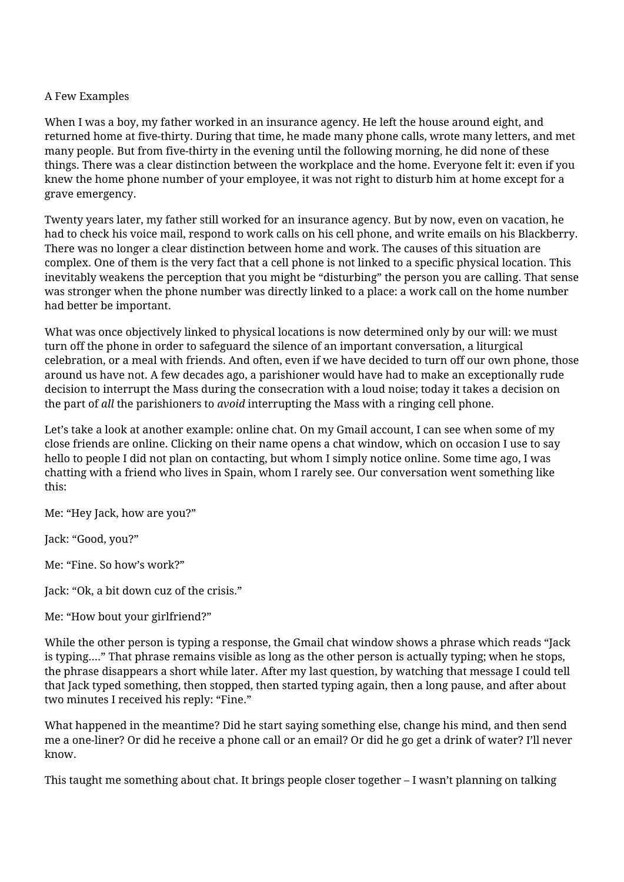A Few Examples

When I was a boy, my father worked in an insurance agency. He left the house around eight, and returned home at five-thirty. During that time, he made many phone calls, wrote many letters, and met many people. But from five-thirty in the evening until the following morning, he did none of these things. There was a clear distinction between the workplace and the home. Everyone felt it: even if you knew the home phone number of your employee, it was not right to disturb him at home except for a grave emergency.

Twenty years later, my father still worked for an insurance agency. But by now, even on vacation, he had to check his voice mail, respond to work calls on his cell phone, and write emails on his Blackberry. There was no longer a clear distinction between home and work. The causes of this situation are complex. One of them is the very fact that a cell phone is not linked to a specific physical location. This inevitably weakens the perception that you might be "disturbing" the person you are calling. That sense was stronger when the phone number was directly linked to a place: a work call on the home number had better be important.

What was once objectively linked to physical locations is now determined only by our will: we must turn off the phone in order to safeguard the silence of an important conversation, a liturgical celebration, or a meal with friends. And often, even if we have decided to turn off our own phone, those around us have not. A few decades ago, a parishioner would have had to make an exceptionally rude decision to interrupt the Mass during the consecration with a loud noise; today it takes a decision on the part of *all* the parishioners to *avoid* interrupting the Mass with a ringing cell phone.

Let's take a look at another example: online chat. On my Gmail account, I can see when some of my close friends are online. Clicking on their name opens a chat window, which on occasion I use to say hello to people I did not plan on contacting, but whom I simply notice online. Some time ago, I was chatting with a friend who lives in Spain, whom I rarely see. Our conversation went something like this:

Me: "Hey Jack, how are you?"

Jack: "Good, you?"

Me: "Fine. So how's work?"

Jack: "Ok, a bit down cuz of the crisis."

Me: "How bout your girlfriend?"

While the other person is typing a response, the Gmail chat window shows a phrase which reads "Jack is typing…." That phrase remains visible as long as the other person is actually typing; when he stops, the phrase disappears a short while later. After my last question, by watching that message I could tell that Jack typed something, then stopped, then started typing again, then a long pause, and after about two minutes I received his reply: "Fine."

What happened in the meantime? Did he start saying something else, change his mind, and then send me a one-liner? Or did he receive a phone call or an email? Or did he go get a drink of water? I'll never know.

This taught me something about chat. It brings people closer together – I wasn't planning on talking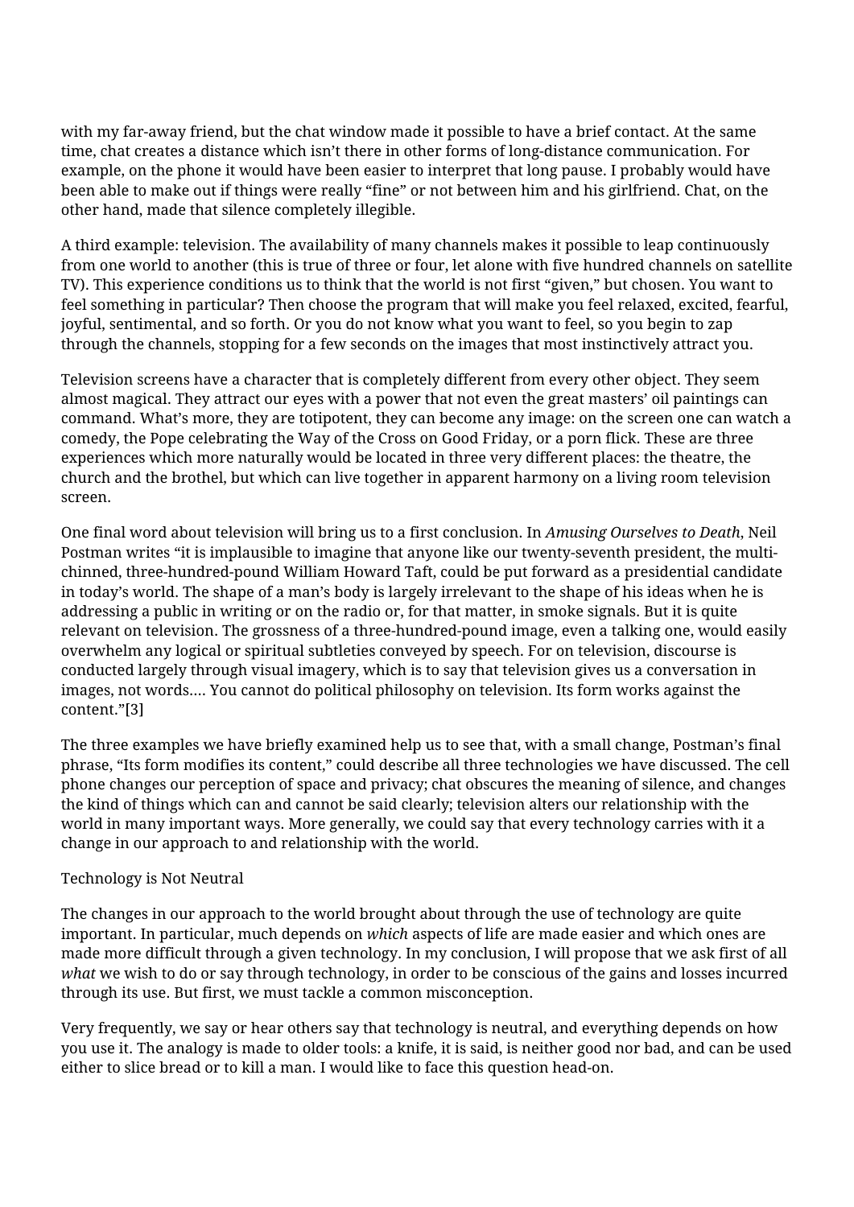with my far-away friend, but the chat window made it possible to have a brief contact. At the same time, chat creates a distance which isn't there in other forms of long-distance communication. For example, on the phone it would have been easier to interpret that long pause. I probably would have been able to make out if things were really "fine" or not between him and his girlfriend. Chat, on the other hand, made that silence completely illegible.

A third example: television. The availability of many channels makes it possible to leap continuously from one world to another (this is true of three or four, let alone with five hundred channels on satellite TV). This experience conditions us to think that the world is not first "given," but chosen. You want to feel something in particular? Then choose the program that will make you feel relaxed, excited, fearful, joyful, sentimental, and so forth. Or you do not know what you want to feel, so you begin to zap through the channels, stopping for a few seconds on the images that most instinctively attract you.

Television screens have a character that is completely different from every other object. They seem almost magical. They attract our eyes with a power that not even the great masters' oil paintings can command. What's more, they are totipotent, they can become any image: on the screen one can watch a comedy, the Pope celebrating the Way of the Cross on Good Friday, or a porn flick. These are three experiences which more naturally would be located in three very different places: the theatre, the church and the brothel, but which can live together in apparent harmony on a living room television screen.

One final word about television will bring us to a first conclusion. In *Amusing Ourselves to Death*, Neil Postman writes "it is implausible to imagine that anyone like our twenty-seventh president, the multi-chinned, three-hundred-pound William Howard Taft, could be put forward as a presidential candidate in today's world. The shape of a man's body is largely irrelevant to the shape of his ideas when he is addressing a public in writing or on the radio or, for that matter, in smoke signals. But it is quite relevant on television. The grossness of a three-hundred-pound image, even a talking one, would easily overwhelm any logical or spiritual subtleties conveyed by speech. For on television, discourse is conducted largely through visual imagery, which is to say that television gives us a conversation in images, not words.... You cannot do political philosophy on television. Its form works against the content."[3]

The three examples we have briefly examined help us to see that, with a small change, Postman's final phrase, "Its form modifies its content," could describe all three technologies we have discussed. The cell phone changes our perception of space and privacy; chat obscures the meaning of silence, and changes the kind of things which can and cannot be said clearly; television alters our relationship with the world in many important ways. More generally, we could say that every technology carries with it a change in our approach to and relationship with the world.

## Technology is Not Neutral

The changes in our approach to the world brought about through the use of technology are quite important. In particular, much depends on *which* aspects of life are made easier and which ones are made more difficult through a given technology. In my conclusion, I will propose that we ask first of all *what* we wish to do or say through technology, in order to be conscious of the gains and losses incurred through its use. But first, we must tackle a common misconception.

Very frequently, we say or hear others say that technology is neutral, and everything depends on how you use it. The analogy is made to older tools: a knife, it is said, is neither good nor bad, and can be used either to slice bread or to kill a man. I would like to face this question head-on.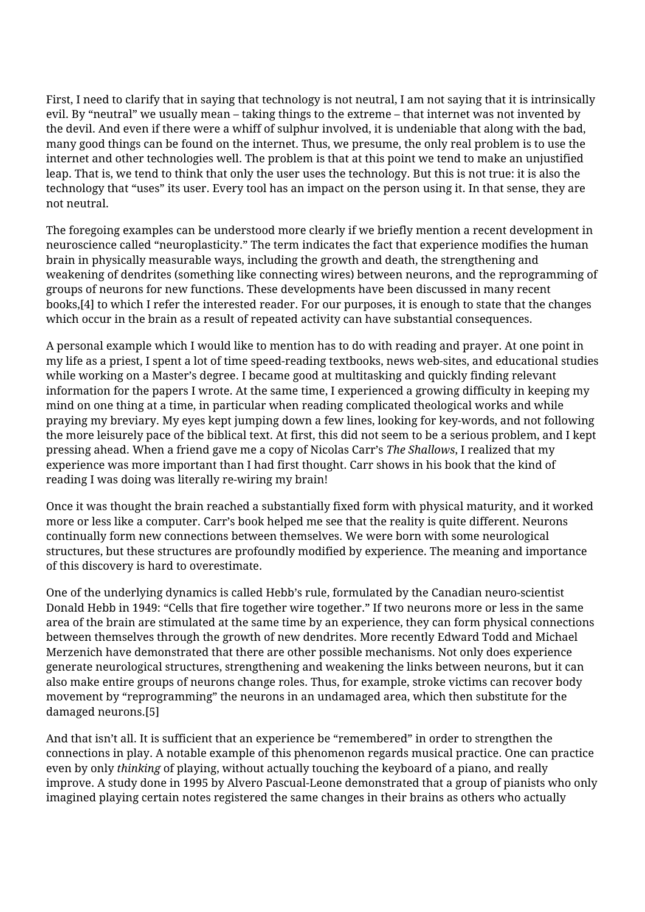First, I need to clarify that in saying that technology is not neutral, I am not saying that it is intrinsically evil. By "neutral" we usually mean – taking things to the extreme – that internet was not invented by the devil. And even if there were a whiff of sulphur involved, it is undeniable that along with the bad, many good things can be found on the internet. Thus, we presume, the only real problem is to use the internet and other technologies well. The problem is that at this point we tend to make an unjustified leap. That is, we tend to think that only the user uses the technology. But this is not true: it is also the technology that "uses" its user. Every tool has an impact on the person using it. In that sense, they are not neutral.

The foregoing examples can be understood more clearly if we briefly mention a recent development in neuroscience called "neuroplasticity." The term indicates the fact that experience modifies the human brain in physically measurable ways, including the growth and death, the strengthening and weakening of dendrites (something like connecting wires) between neurons, and the reprogramming of groups of neurons for new functions. These developments have been discussed in many recent books,[4] to which I refer the interested reader. For our purposes, it is enough to state that the changes which occur in the brain as a result of repeated activity can have substantial consequences.

A personal example which I would like to mention has to do with reading and prayer. At one point in my life as a priest, I spent a lot of time speed-reading textbooks, news web-sites, and educational studies while working on a Master's degree. I became good at multitasking and quickly finding relevant information for the papers I wrote. At the same time, I experienced a growing difficulty in keeping my mind on one thing at a time, in particular when reading complicated theological works and while praying my breviary. My eyes kept jumping down a few lines, looking for key-words, and not following the more leisurely pace of the biblical text. At first, this did not seem to be a serious problem, and I kept pressing ahead. When a friend gave me a copy of Nicolas Carr's *The Shallows*, I realized that my experience was more important than I had first thought. Carr shows in his book that the kind of reading I was doing was literally re-wiring my brain!

Once it was thought the brain reached a substantially fixed form with physical maturity, and it worked more or less like a computer. Carr's book helped me see that the reality is quite different. Neurons continually form new connections between themselves. We were born with some neurological structures, but these structures are profoundly modified by experience. The meaning and importance of this discovery is hard to overestimate.

One of the underlying dynamics is called Hebb's rule, formulated by the Canadian neuro-scientist Donald Hebb in 1949: "Cells that fire together wire together." If two neurons more or less in the same area of the brain are stimulated at the same time by an experience, they can form physical connections between themselves through the growth of new dendrites. More recently Edward Todd and Michael Merzenich have demonstrated that there are other possible mechanisms. Not only does experience generate neurological structures, strengthening and weakening the links between neurons, but it can also make entire groups of neurons change roles. Thus, for example, stroke victims can recover body movement by "reprogramming" the neurons in an undamaged area, which then substitute for the damaged neurons.[5]

And that isn't all. It is sufficient that an experience be "remembered" in order to strengthen the connections in play. A notable example of this phenomenon regards musical practice. One can practice even by only *thinking* of playing, without actually touching the keyboard of a piano, and really improve. A study done in 1995 by Alvero Pascual-Leone demonstrated that a group of pianists who only imagined playing certain notes registered the same changes in their brains as others who actually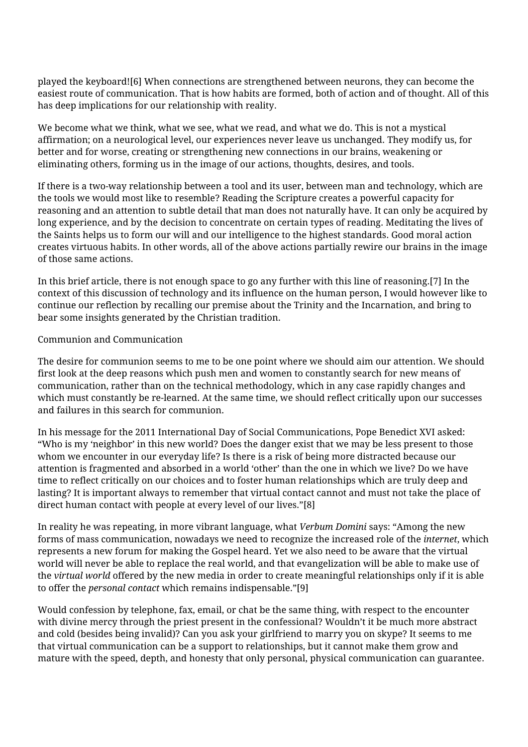played the keyboard![6] When connections are strengthened between neurons, they can become the easiest route of communication. That is how habits are formed, both of action and of thought. All of this has deep implications for our relationship with reality.

We become what we think, what we see, what we read, and what we do. This is not a mystical affirmation; on a neurological level, our experiences never leave us unchanged. They modify us, for better and for worse, creating or strengthening new connections in our brains, weakening or eliminating others, forming us in the image of our actions, thoughts, desires, and tools.

If there is a two-way relationship between a tool and its user, between man and technology, which are the tools we would most like to resemble? Reading the Scripture creates a powerful capacity for reasoning and an attention to subtle detail that man does not naturally have. It can only be acquired by long experience, and by the decision to concentrate on certain types of reading. Meditating the lives of the Saints helps us to form our will and our intelligence to the highest standards. Good moral action creates virtuous habits. In other words, all of the above actions partially rewire our brains in the image of those same actions.

In this brief article, there is not enough space to go any further with this line of reasoning.[7] In the context of this discussion of technology and its influence on the human person, I would however like to continue our reflection by recalling our premise about the Trinity and the Incarnation, and bring to bear some insights generated by the Christian tradition.

## Communion and Communication

The desire for communion seems to me to be one point where we should aim our attention. We should first look at the deep reasons which push men and women to constantly search for new means of communication, rather than on the technical methodology, which in any case rapidly changes and which must constantly be re-learned. At the same time, we should reflect critically upon our successes and failures in this search for communion.

In his message for the 2011 International Day of Social Communications, Pope Benedict XVI asked: "Who is my 'neighbor' in this new world? Does the danger exist that we may be less present to those whom we encounter in our everyday life? Is there is a risk of being more distracted because our attention is fragmented and absorbed in a world 'other' than the one in which we live? Do we have time to reflect critically on our choices and to foster human relationships which are truly deep and lasting? It is important always to remember that virtual contact cannot and must not take the place of direct human contact with people at every level of our lives."[8]

In reality he was repeating, in more vibrant language, what *Verbum Domini* says: "Among the new forms of mass communication, nowadays we need to recognize the increased role of the *internet*, which represents a new forum for making the Gospel heard. Yet we also need to be aware that the virtual world will never be able to replace the real world, and that evangelization will be able to make use of the *virtual world* offered by the new media in order to create meaningful relationships only if it is able to offer the *personal contact* which remains indispensable."[9]

Would confession by telephone, fax, email, or chat be the same thing, with respect to the encounter with divine mercy through the priest present in the confessional? Wouldn't it be much more abstract and cold (besides being invalid)? Can you ask your girlfriend to marry you on skype? It seems to me that virtual communication can be a support to relationships, but it cannot make them grow and mature with the speed, depth, and honesty that only personal, physical communication can guarantee.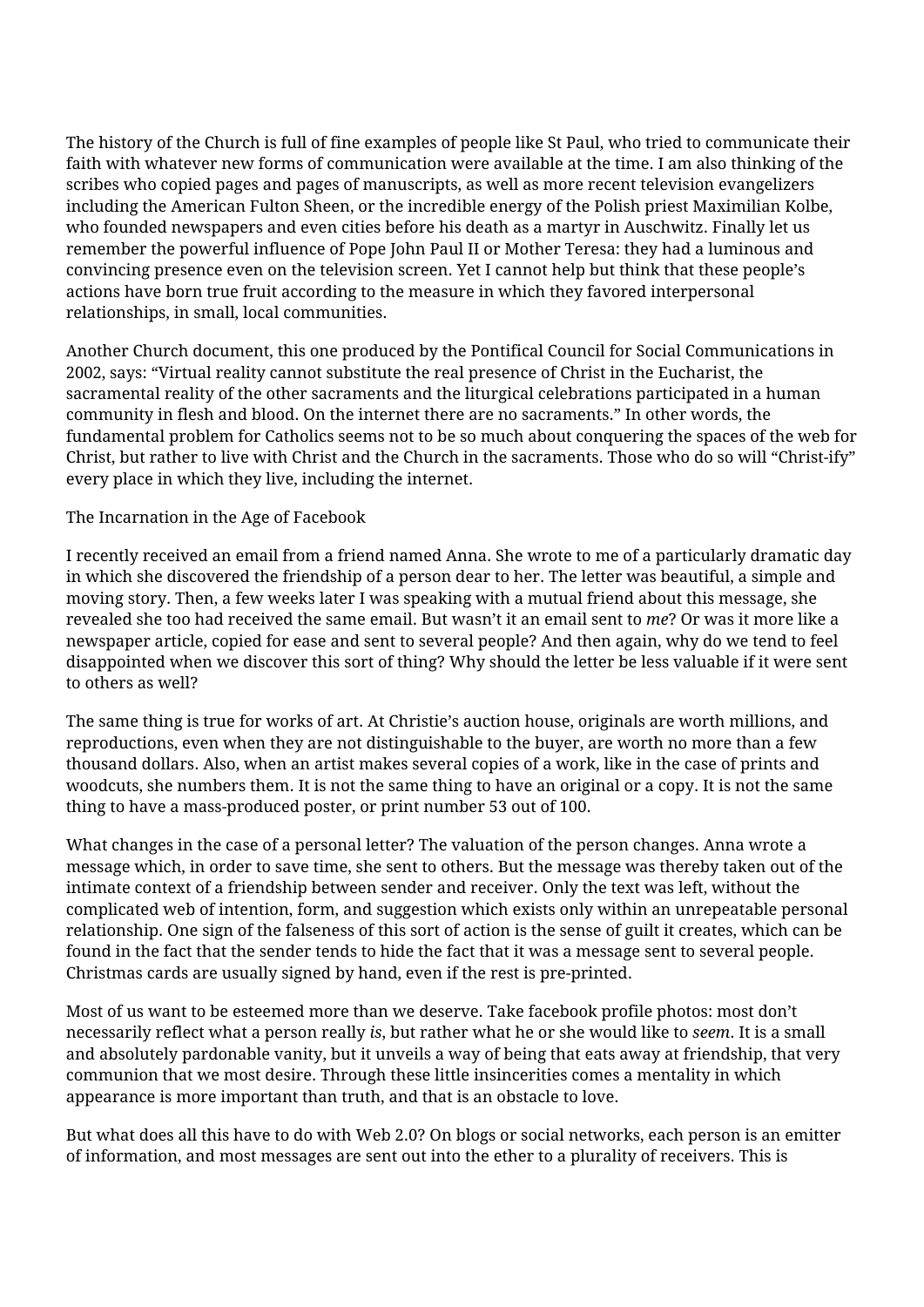The history of the Church is full of fine examples of people like St Paul, who tried to communicate their faith with whatever new forms of communication were available at the time. I am also thinking of the scribes who copied pages and pages of manuscripts, as well as more recent television evangelizers including the American Fulton Sheen, or the incredible energy of the Polish priest Maximilian Kolbe, who founded newspapers and even cities before his death as a martyr in Auschwitz. Finally let us remember the powerful influence of Pope John Paul II or Mother Teresa: they had a luminous and convincing presence even on the television screen. Yet I cannot help but think that these people's actions have born true fruit according to the measure in which they favored interpersonal relationships, in small, local communities.

Another Church document, this one produced by the Pontifical Council for Social Communications in 2002, says: "Virtual reality cannot substitute the real presence of Christ in the Eucharist, the sacramental reality of the other sacraments and the liturgical celebrations participated in a human community in flesh and blood. On the internet there are no sacraments." In other words, the fundamental problem for Catholics seems not to be so much about conquering the spaces of the web for Christ, but rather to live with Christ and the Church in the sacraments. Those who do so will "Christ-ify" every place in which they live, including the internet.

## The Incarnation in the Age of Facebook

I recently received an email from a friend named Anna. She wrote to me of a particularly dramatic day in which she discovered the friendship of a person dear to her. The letter was beautiful, a simple and moving story. Then, a few weeks later I was speaking with a mutual friend about this message, she revealed she too had received the same email. But wasn't it an email sent to *me*? Or was it more like a newspaper article, copied for ease and sent to several people? And then again, why do we tend to feel disappointed when we discover this sort of thing? Why should the letter be less valuable if it were sent to others as well?

The same thing is true for works of art. At Christie's auction house, originals are worth millions, and reproductions, even when they are not distinguishable to the buyer, are worth no more than a few thousand dollars. Also, when an artist makes several copies of a work, like in the case of prints and woodcuts, she numbers them. It is not the same thing to have an original or a copy. It is not the same thing to have a mass-produced poster, or print number 53 out of 100.

What changes in the case of a personal letter? The valuation of the person changes. Anna wrote a message which, in order to save time, she sent to others. But the message was thereby taken out of the intimate context of a friendship between sender and receiver. Only the text was left, without the complicated web of intention, form, and suggestion which exists only within an unrepeatable personal relationship. One sign of the falseness of this sort of action is the sense of guilt it creates, which can be found in the fact that the sender tends to hide the fact that it was a message sent to several people. Christmas cards are usually signed by hand, even if the rest is pre-printed.

Most of us want to be esteemed more than we deserve. Take facebook profile photos: most don't necessarily reflect what a person really *is*, but rather what he or she would like to *seem*. It is a small and absolutely pardonable vanity, but it unveils a way of being that eats away at friendship, that very communion that we most desire. Through these little insincerities comes a mentality in which appearance is more important than truth, and that is an obstacle to love.

But what does all this have to do with Web 2.0? On blogs or social networks, each person is an emitter of information, and most messages are sent out into the ether to a plurality of receivers. This is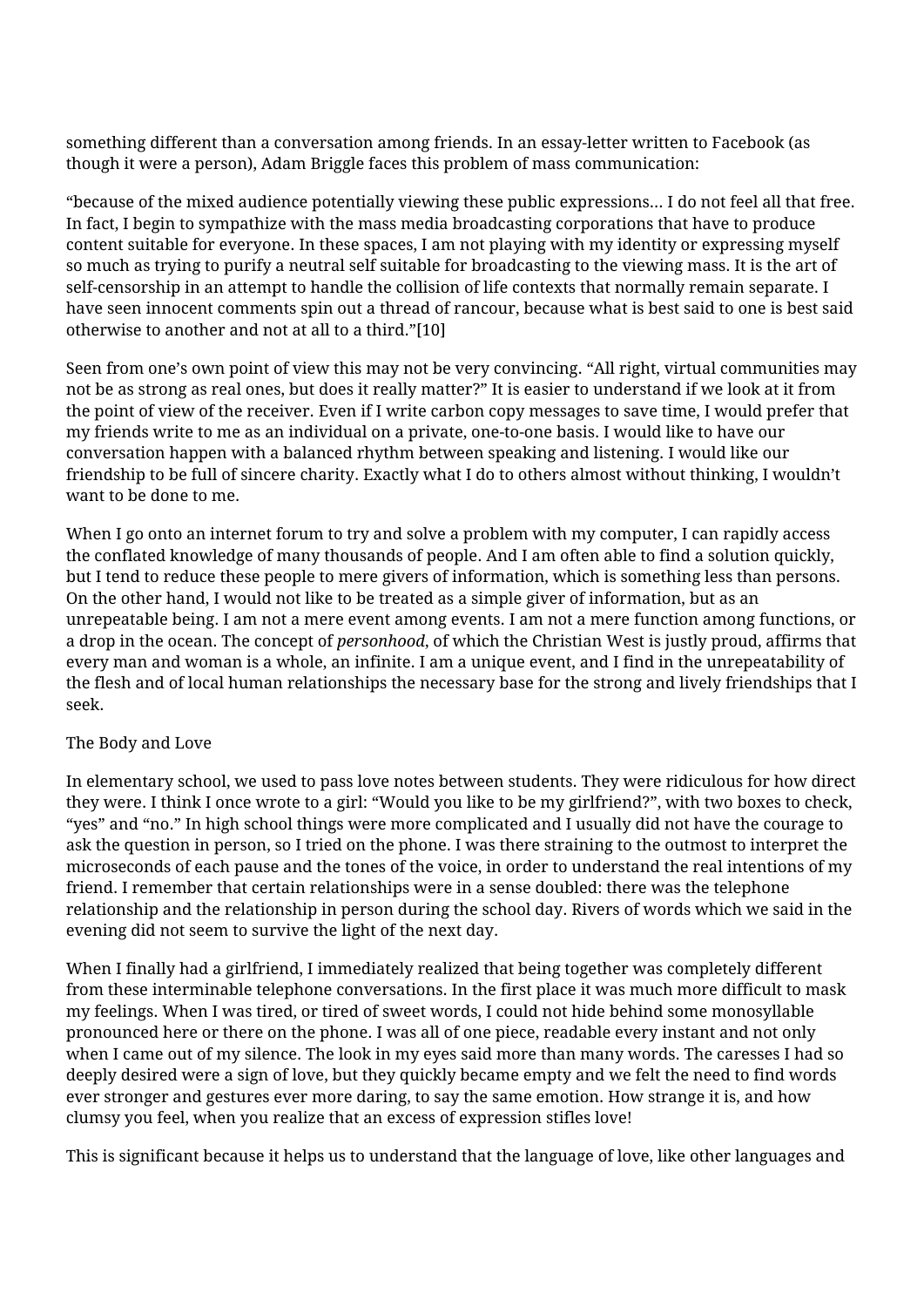something different than a conversation among friends. In an essay-letter written to Facebook (as though it were a person), Adam Briggle faces this problem of mass communication:

"because of the mixed audience potentially viewing these public expressions… I do not feel all that free. In fact, I begin to sympathize with the mass media broadcasting corporations that have to produce content suitable for everyone. In these spaces, I am not playing with my identity or expressing myself so much as trying to purify a neutral self suitable for broadcasting to the viewing mass. It is the art of self-censorship in an attempt to handle the collision of life contexts that normally remain separate. I have seen innocent comments spin out a thread of rancour, because what is best said to one is best said otherwise to another and not at all to a third."[10]

Seen from one's own point of view this may not be very convincing. "All right, virtual communities may not be as strong as real ones, but does it really matter?" It is easier to understand if we look at it from the point of view of the receiver. Even if I write carbon copy messages to save time, I would prefer that my friends write to me as an individual on a private, one-to-one basis. I would like to have our conversation happen with a balanced rhythm between speaking and listening. I would like our friendship to be full of sincere charity. Exactly what I do to others almost without thinking, I wouldn't want to be done to me.

When I go onto an internet forum to try and solve a problem with my computer, I can rapidly access the conflated knowledge of many thousands of people. And I am often able to find a solution quickly, but I tend to reduce these people to mere givers of information, which is something less than persons. On the other hand, I would not like to be treated as a simple giver of information, but as an unrepeatable being. I am not a mere event among events. I am not a mere function among functions, or a drop in the ocean. The concept of *personhood*, of which the Christian West is justly proud, affirms that every man and woman is a whole, an infinite. I am a unique event, and I find in the unrepeatability of the flesh and of local human relationships the necessary base for the strong and lively friendships that I seek.

## The Body and Love

In elementary school, we used to pass love notes between students. They were ridiculous for how direct they were. I think I once wrote to a girl: "Would you like to be my girlfriend?", with two boxes to check, "yes" and "no." In high school things were more complicated and I usually did not have the courage to ask the question in person, so I tried on the phone. I was there straining to the outmost to interpret the microseconds of each pause and the tones of the voice, in order to understand the real intentions of my friend. I remember that certain relationships were in a sense doubled: there was the telephone relationship and the relationship in person during the school day. Rivers of words which we said in the evening did not seem to survive the light of the next day.

When I finally had a girlfriend, I immediately realized that being together was completely different from these interminable telephone conversations. In the first place it was much more difficult to mask my feelings. When I was tired, or tired of sweet words, I could not hide behind some monosyllable pronounced here or there on the phone. I was all of one piece, readable every instant and not only when I came out of my silence. The look in my eyes said more than many words. The caresses I had so deeply desired were a sign of love, but they quickly became empty and we felt the need to find words ever stronger and gestures ever more daring, to say the same emotion. How strange it is, and how clumsy you feel, when you realize that an excess of expression stifles love!

This is significant because it helps us to understand that the language of love, like other languages and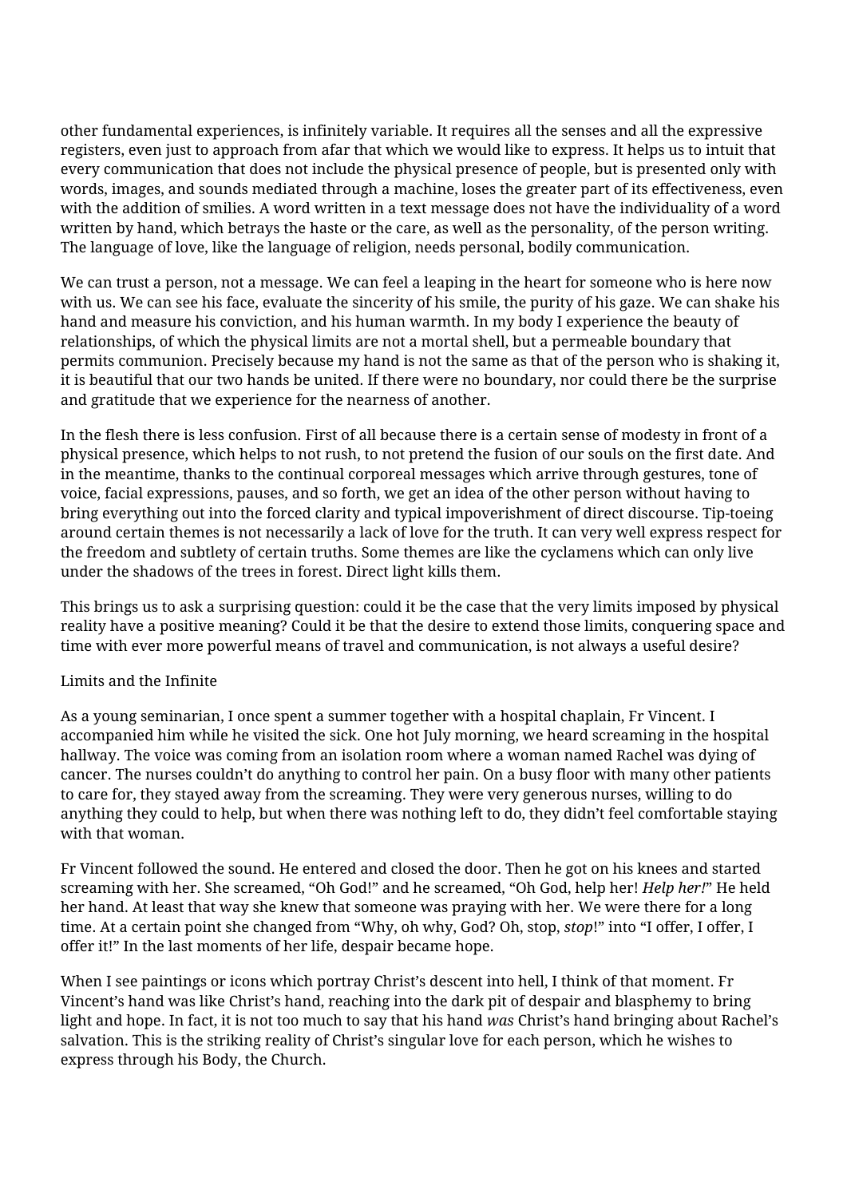other fundamental experiences, is infinitely variable. It requires all the senses and all the expressive registers, even just to approach from afar that which we would like to express. It helps us to intuit that every communication that does not include the physical presence of people, but is presented only with words, images, and sounds mediated through a machine, loses the greater part of its effectiveness, even with the addition of smilies. A word written in a text message does not have the individuality of a word written by hand, which betrays the haste or the care, as well as the personality, of the person writing. The language of love, like the language of religion, needs personal, bodily communication.

We can trust a person, not a message. We can feel a leaping in the heart for someone who is here now with us. We can see his face, evaluate the sincerity of his smile, the purity of his gaze. We can shake his hand and measure his conviction, and his human warmth. In my body I experience the beauty of relationships, of which the physical limits are not a mortal shell, but a permeable boundary that permits communion. Precisely because my hand is not the same as that of the person who is shaking it, it is beautiful that our two hands be united. If there were no boundary, nor could there be the surprise and gratitude that we experience for the nearness of another.

In the flesh there is less confusion. First of all because there is a certain sense of modesty in front of a physical presence, which helps to not rush, to not pretend the fusion of our souls on the first date. And in the meantime, thanks to the continual corporeal messages which arrive through gestures, tone of voice, facial expressions, pauses, and so forth, we get an idea of the other person without having to bring everything out into the forced clarity and typical impoverishment of direct discourse. Tip-toeing around certain themes is not necessarily a lack of love for the truth. It can very well express respect for the freedom and subtlety of certain truths. Some themes are like the cyclamens which can only live under the shadows of the trees in forest. Direct light kills them.

This brings us to ask a surprising question: could it be the case that the very limits imposed by physical reality have a positive meaning? Could it be that the desire to extend those limits, conquering space and time with ever more powerful means of travel and communication, is not always a useful desire?

## Limits and the Infinite

As a young seminarian, I once spent a summer together with a hospital chaplain, Fr Vincent. I accompanied him while he visited the sick. One hot July morning, we heard screaming in the hospital hallway. The voice was coming from an isolation room where a woman named Rachel was dying of cancer. The nurses couldn't do anything to control her pain. On a busy floor with many other patients to care for, they stayed away from the screaming. They were very generous nurses, willing to do anything they could to help, but when there was nothing left to do, they didn't feel comfortable staying with that woman.

Fr Vincent followed the sound. He entered and closed the door. Then he got on his knees and started screaming with her. She screamed, "Oh God!" and he screamed, "Oh God, help her! *Help her!*" He held her hand. At least that way she knew that someone was praying with her. We were there for a long time. At a certain point she changed from "Why, oh why, God? Oh, stop, *stop*!" into "I offer, I offer, I offer it!" In the last moments of her life, despair became hope.

When I see paintings or icons which portray Christ's descent into hell, I think of that moment. Fr Vincent's hand was like Christ's hand, reaching into the dark pit of despair and blasphemy to bring light and hope. In fact, it is not too much to say that his hand *was* Christ's hand bringing about Rachel's salvation. This is the striking reality of Christ's singular love for each person, which he wishes to express through his Body, the Church.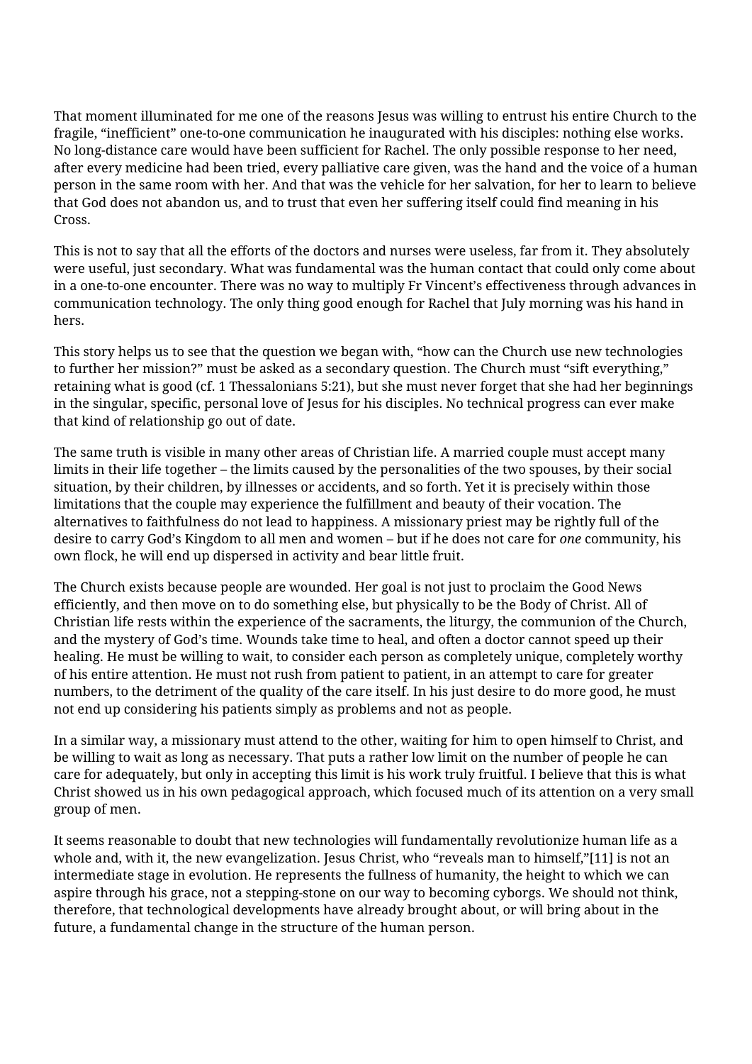That moment illuminated for me one of the reasons Jesus was willing to entrust his entire Church to the fragile, "inefficient" one-to-one communication he inaugurated with his disciples: nothing else works. No long-distance care would have been sufficient for Rachel. The only possible response to her need, after every medicine had been tried, every palliative care given, was the hand and the voice of a human person in the same room with her. And that was the vehicle for her salvation, for her to learn to believe that God does not abandon us, and to trust that even her suffering itself could find meaning in his Cross.

This is not to say that all the efforts of the doctors and nurses were useless, far from it. They absolutely were useful, just secondary. What was fundamental was the human contact that could only come about in a one-to-one encounter. There was no way to multiply Fr Vincent's effectiveness through advances in communication technology. The only thing good enough for Rachel that July morning was his hand in hers.

This story helps us to see that the question we began with, "how can the Church use new technologies to further her mission?" must be asked as a secondary question. The Church must "sift everything," retaining what is good (cf. 1 Thessalonians 5:21), but she must never forget that she had her beginnings in the singular, specific, personal love of Jesus for his disciples. No technical progress can ever make that kind of relationship go out of date.

The same truth is visible in many other areas of Christian life. A married couple must accept many limits in their life together – the limits caused by the personalities of the two spouses, by their social situation, by their children, by illnesses or accidents, and so forth. Yet it is precisely within those limitations that the couple may experience the fulfillment and beauty of their vocation. The alternatives to faithfulness do not lead to happiness. A missionary priest may be rightly full of the desire to carry God's Kingdom to all men and women – but if he does not care for *one* community, his own flock, he will end up dispersed in activity and bear little fruit.

The Church exists because people are wounded. Her goal is not just to proclaim the Good News efficiently, and then move on to do something else, but physically to be the Body of Christ. All of Christian life rests within the experience of the sacraments, the liturgy, the communion of the Church, and the mystery of God's time. Wounds take time to heal, and often a doctor cannot speed up their healing. He must be willing to wait, to consider each person as completely unique, completely worthy of his entire attention. He must not rush from patient to patient, in an attempt to care for greater numbers, to the detriment of the quality of the care itself. In his just desire to do more good, he must not end up considering his patients simply as problems and not as people.

In a similar way, a missionary must attend to the other, waiting for him to open himself to Christ, and be willing to wait as long as necessary. That puts a rather low limit on the number of people he can care for adequately, but only in accepting this limit is his work truly fruitful. I believe that this is what Christ showed us in his own pedagogical approach, which focused much of its attention on a very small group of men.

It seems reasonable to doubt that new technologies will fundamentally revolutionize human life as a whole and, with it, the new evangelization. Jesus Christ, who "reveals man to himself,"[11] is not an intermediate stage in evolution. He represents the fullness of humanity, the height to which we can aspire through his grace, not a stepping-stone on our way to becoming cyborgs. We should not think, therefore, that technological developments have already brought about, or will bring about in the future, a fundamental change in the structure of the human person.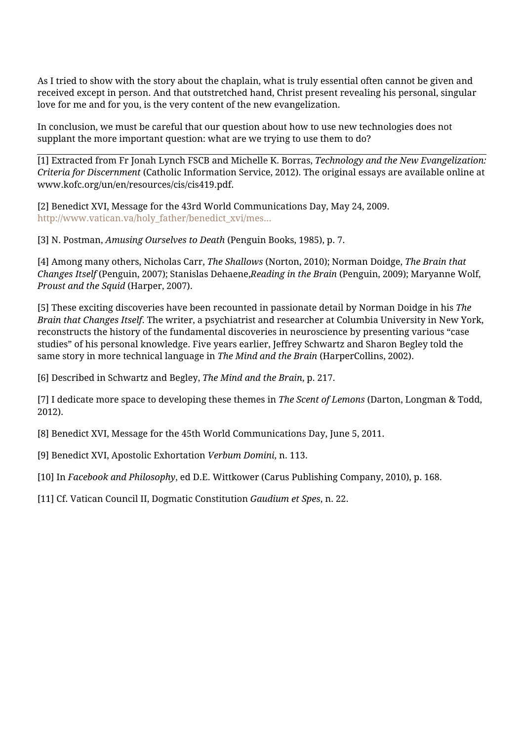As I tried to show with the story about the chaplain, what is truly essential often cannot be given and received except in person. And that outstretched hand, Christ present revealing his personal, singular love for me and for you, is the very content of the new evangelization.

In conclusion, we must be careful that our question about how to use new technologies does not supplant the more important question: what are we trying to use them to do?

---

[1] Extracted from Fr Jonah Lynch FSCB and Michelle K. Borras, *Technology and the New Evangelization: Criteria for Discernment* (Catholic Information Service, 2012). The original essays are available online at www.kofc.org/un/en/resources/cis/cis419.pdf.

[2] Benedict XVI, Message for the 43rd World Communications Day, May 24, 2009. http://www.vatican.va/holy_father/benedict_xvi/mes...

[3] N. Postman, *Amusing Ourselves to Death* (Penguin Books, 1985), p. 7.

[4] Among many others, Nicholas Carr, *The Shallows* (Norton, 2010); Norman Doidge, *The Brain that Changes Itself* (Penguin, 2007); Stanislas Dehaene,*Reading in the Brain* (Penguin, 2009); Maryanne Wolf, *Proust and the Squid* (Harper, 2007).

[5] These exciting discoveries have been recounted in passionate detail by Norman Doidge in his *The Brain that Changes Itself*. The writer, a psychiatrist and researcher at Columbia University in New York, reconstructs the history of the fundamental discoveries in neuroscience by presenting various "case studies" of his personal knowledge. Five years earlier, Jeffrey Schwartz and Sharon Begley told the same story in more technical language in *The Mind and the Brain* (HarperCollins, 2002).

[6] Described in Schwartz and Begley, *The Mind and the Brain*, p. 217.

[7] I dedicate more space to developing these themes in *The Scent of Lemons* (Darton, Longman & Todd, 2012).

[8] Benedict XVI, Message for the 45th World Communications Day, June 5, 2011.

[9] Benedict XVI, Apostolic Exhortation *Verbum Domini*, n. 113.

[10] In *Facebook and Philosophy*, ed D.E. Wittkower (Carus Publishing Company, 2010), p. 168.

[11] Cf. Vatican Council II, Dogmatic Constitution *Gaudium et Spes*, n. 22.